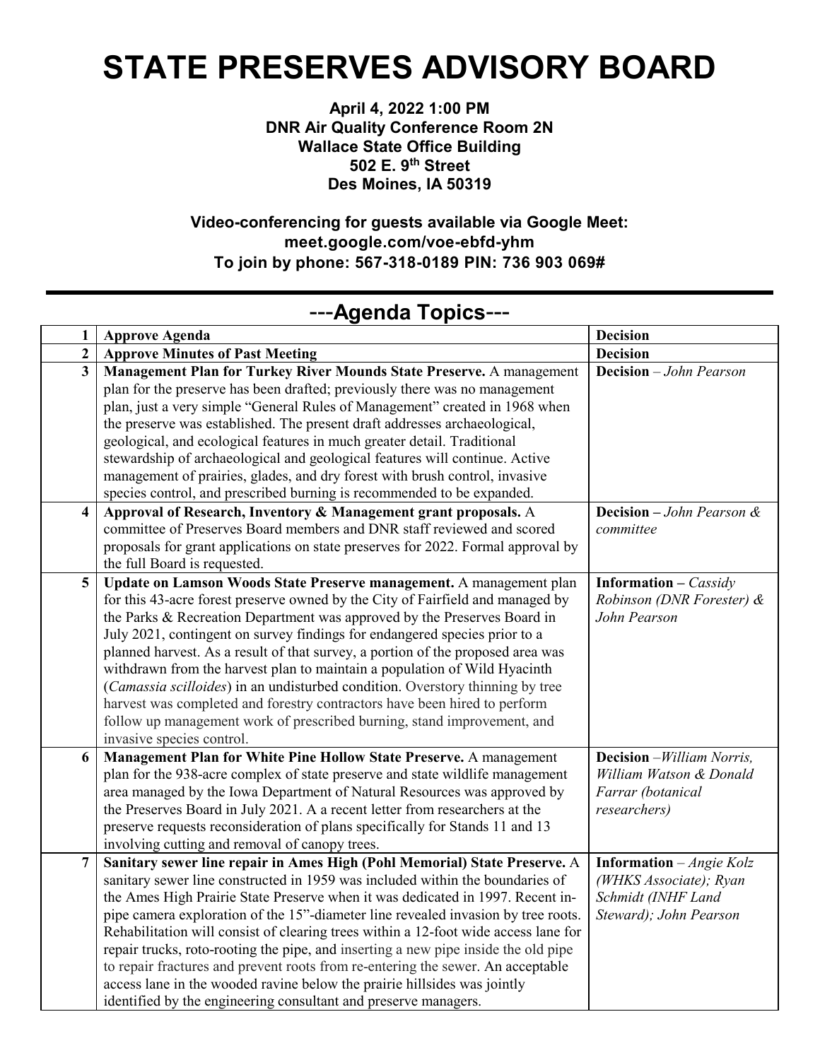# STATE PRESERVES ADVISORY BOARD

**April 4, 2022 1:00 PM**
**DNR Air Quality Conference Room 2N**
**Wallace State Office Building**
**502 E. 9th Street**
**Des Moines, IA 50319**

**Video-conferencing for guests available via Google Meet:**
**meet.google.com/voe-ebfd-yhm**
**To join by phone: 567-318-0189 PIN: 736 903 069#**

---

## ---Agenda Topics---

| | | |
|---|---|---|
| **1** | **Approve Agenda** | **Decision** |
| **2** | **Approve Minutes of Past Meeting** | **Decision** |
| **3** | **Management Plan for Turkey River Mounds State Preserve.** A management plan for the preserve has been drafted; previously there was no management plan, just a very simple "General Rules of Management" created in 1968 when the preserve was established. The present draft addresses archaeological, geological, and ecological features in much greater detail. Traditional stewardship of archaeological and geological features will continue. Active management of prairies, glades, and dry forest with brush control, invasive species control, and prescribed burning is recommended to be expanded. | **Decision** – *John Pearson* |
| **4** | **Approval of Research, Inventory & Management grant proposals.** A committee of Preserves Board members and DNR staff reviewed and scored proposals for grant applications on state preserves for 2022. Formal approval by the full Board is requested. | **Decision –** *John Pearson & committee* |
| **5** | **Update on Lamson Woods State Preserve management.** A management plan for this 43-acre forest preserve owned by the City of Fairfield and managed by the Parks & Recreation Department was approved by the Preserves Board in July 2021, contingent on survey findings for endangered species prior to a planned harvest. As a result of that survey, a portion of the proposed area was withdrawn from the harvest plan to maintain a population of Wild Hyacinth (*Camassia scilloides*) in an undisturbed condition. Overstory thinning by tree harvest was completed and forestry contractors have been hired to perform follow up management work of prescribed burning, stand improvement, and invasive species control. | **Information –** *Cassidy Robinson (DNR Forester) & John Pearson* |
| **6** | **Management Plan for White Pine Hollow State Preserve.** A management plan for the 938-acre complex of state preserve and state wildlife management area managed by the Iowa Department of Natural Resources was approved by the Preserves Board in July 2021. A recent letter from researchers at the preserve requests reconsideration of plans specifically for Stands 11 and 13 involving cutting and removal of canopy trees. | **Decision** –*William Norris, William Watson & Donald Farrar (botanical researchers)* |
| **7** | **Sanitary sewer line repair in Ames High (Pohl Memorial) State Preserve.** A sanitary sewer line constructed in 1959 was included within the boundaries of the Ames High Prairie State Preserve when it was dedicated in 1997. Recent in-pipe camera exploration of the 15"-diameter line revealed invasion by tree roots. Rehabilitation will consist of clearing trees within a 12-foot wide access lane for repair trucks, roto-rooting the pipe, and inserting a new pipe inside the old pipe to repair fractures and prevent roots from re-entering the sewer. An acceptable access lane in the wooded ravine below the prairie hillsides was jointly identified by the engineering consultant and preserve managers. | **Information** – *Angie Kolz (WHKS Associate); Ryan Schmidt (INHF Land Steward); John Pearson* |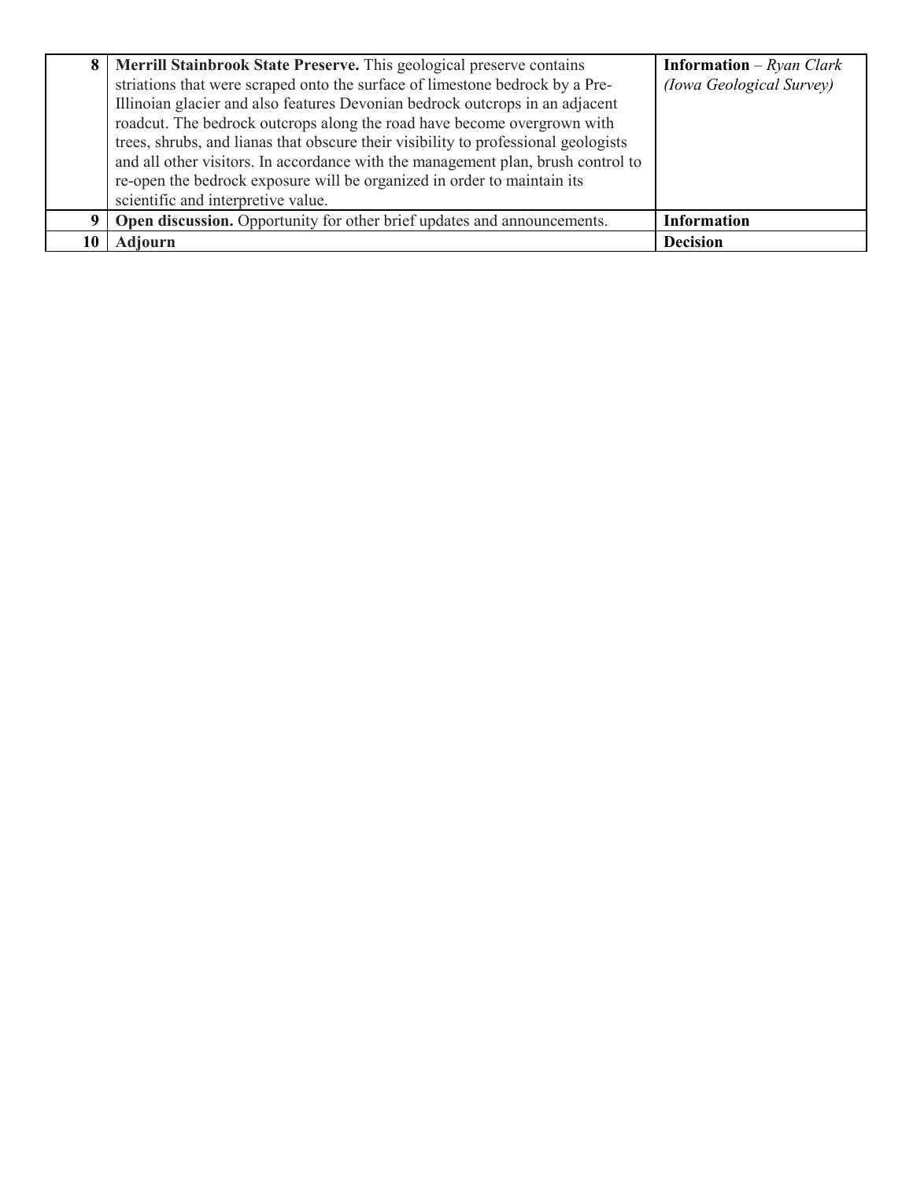| | | |
|---|---|---|
| 8 | **Merrill Stainbrook State Preserve.** This geological preserve contains striations that were scraped onto the surface of limestone bedrock by a Pre-Illinoian glacier and also features Devonian bedrock outcrops in an adjacent roadcut. The bedrock outcrops along the road have become overgrown with trees, shrubs, and lianas that obscure their visibility to professional geologists and all other visitors. In accordance with the management plan, brush control to re-open the bedrock exposure will be organized in order to maintain its scientific and interpretive value. | **Information** – *Ryan Clark (Iowa Geological Survey)* |
| 9 | **Open discussion.** Opportunity for other brief updates and announcements. | **Information** |
| 10 | **Adjourn** | **Decision** |